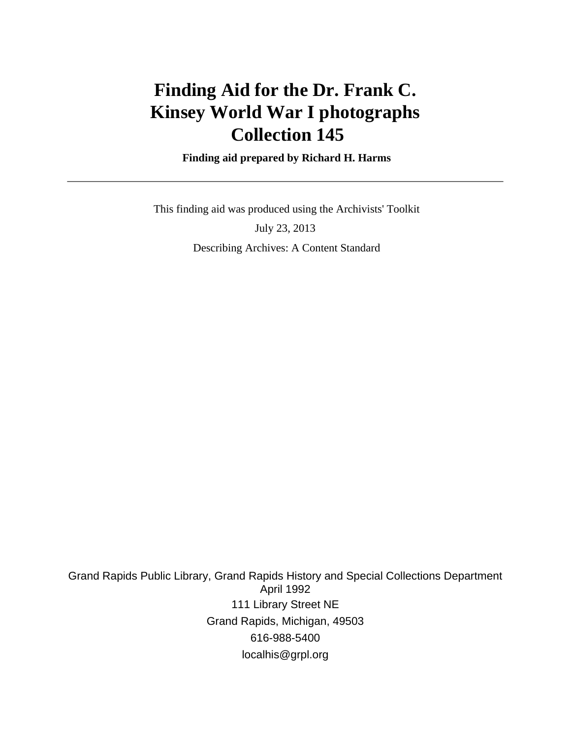# Finding Aid for the Dr. Frank C. Kinsey World War I photographs Collection 145

**Finding aid prepared by Richard H. Harms**

---

This finding aid was produced using the Archivists' Toolkit

July 23, 2013

Describing Archives: A Content Standard

Grand Rapids Public Library, Grand Rapids History and Special Collections Department
April 1992
111 Library Street NE
Grand Rapids, Michigan, 49503
616-988-5400
localhis@grpl.org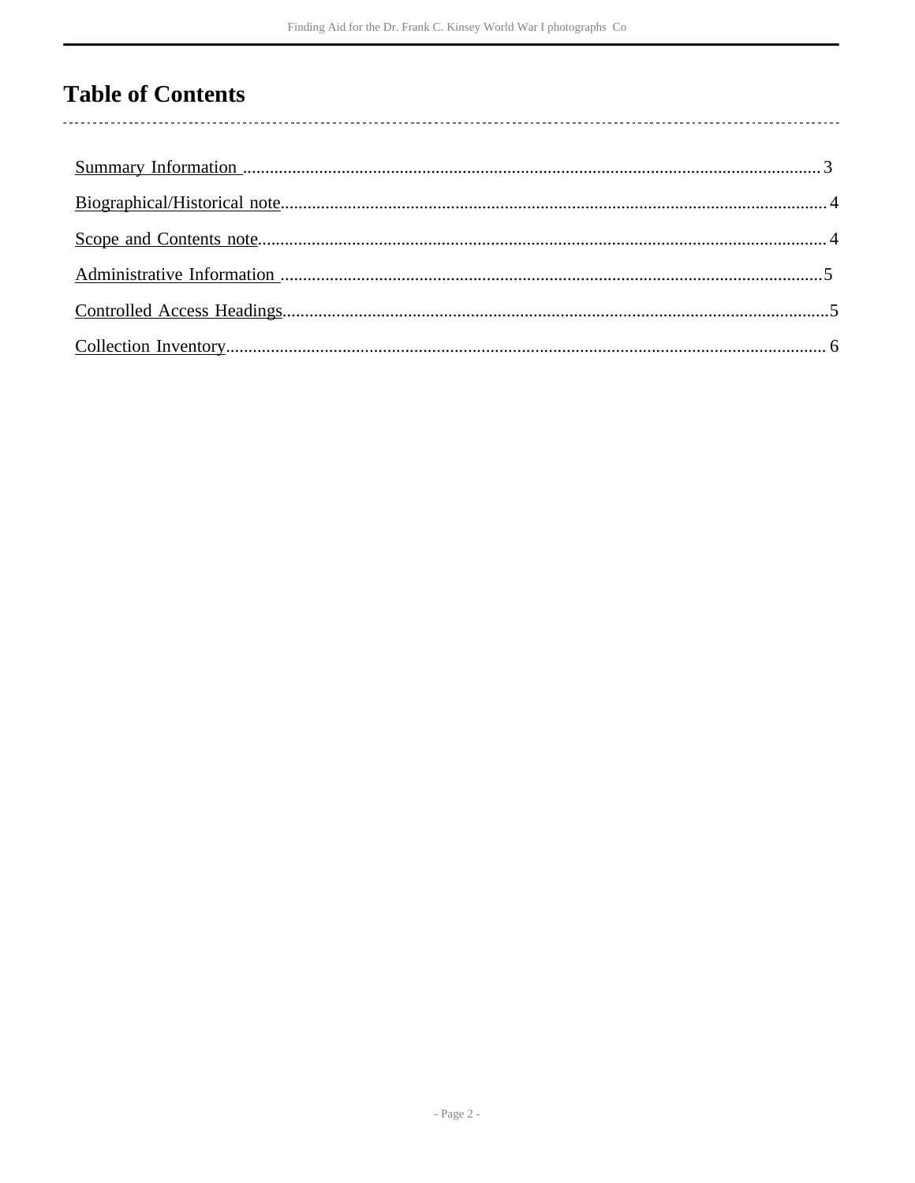# Table of Contents

Summary Information ........................................................ 3

Biographical/Historical note ........................................................ 4

Scope and Contents note ........................................................ 4

Administrative Information ........................................................ 5

Controlled Access Headings ........................................................ 5

Collection Inventory ........................................................ 6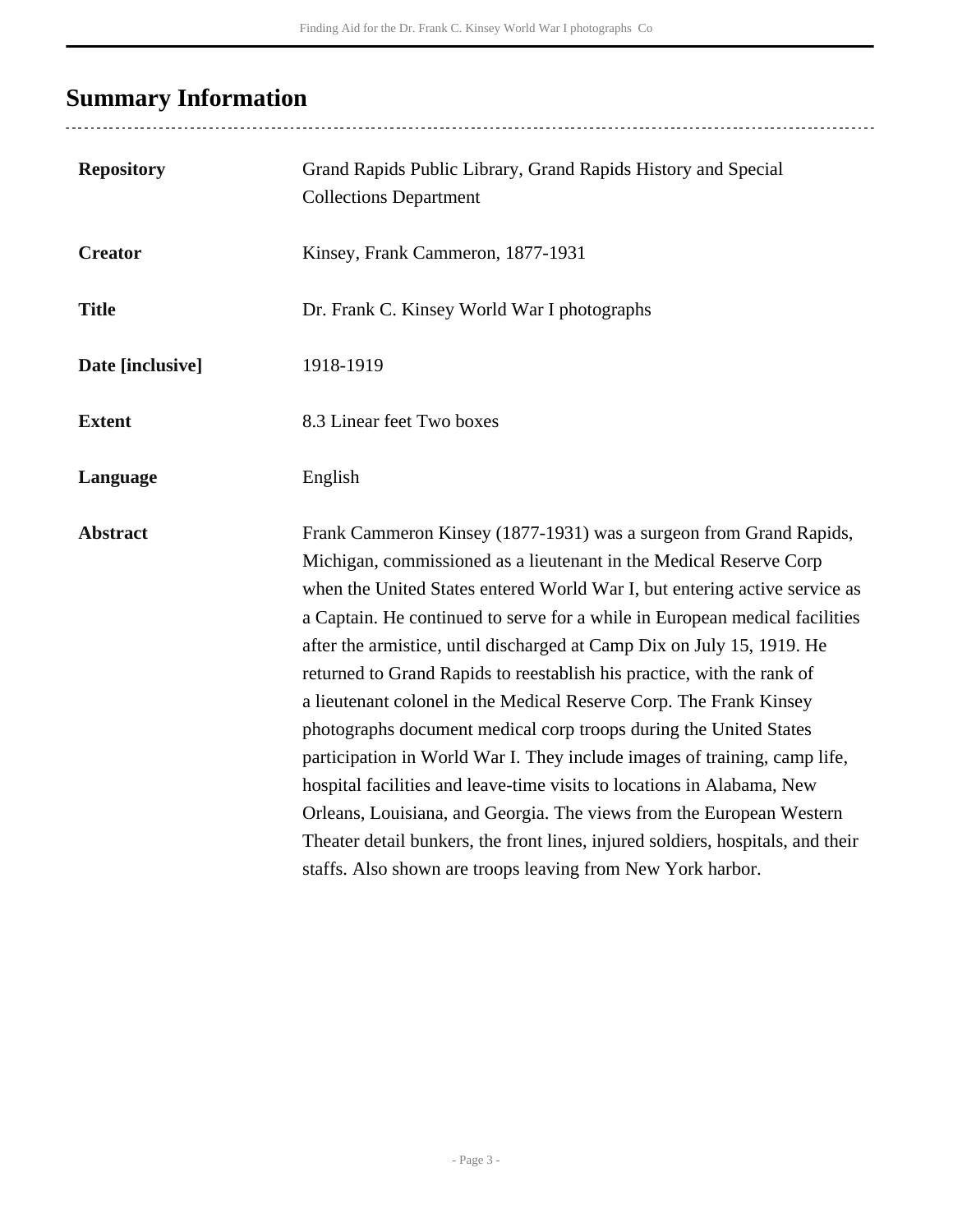## Summary Information

| | |
|---|---|
| **Repository** | Grand Rapids Public Library, Grand Rapids History and Special Collections Department |
| **Creator** | Kinsey, Frank Cammeron, 1877-1931 |
| **Title** | Dr. Frank C. Kinsey World War I photographs |
| **Date [inclusive]** | 1918-1919 |
| **Extent** | 8.3 Linear feet Two boxes |
| **Language** | English |
| **Abstract** | Frank Cammeron Kinsey (1877-1931) was a surgeon from Grand Rapids, Michigan, commissioned as a lieutenant in the Medical Reserve Corp when the United States entered World War I, but entering active service as a Captain. He continued to serve for a while in European medical facilities after the armistice, until discharged at Camp Dix on July 15, 1919. He returned to Grand Rapids to reestablish his practice, with the rank of a lieutenant colonel in the Medical Reserve Corp. The Frank Kinsey photographs document medical corp troops during the United States participation in World War I. They include images of training, camp life, hospital facilities and leave-time visits to locations in Alabama, New Orleans, Louisiana, and Georgia. The views from the European Western Theater detail bunkers, the front lines, injured soldiers, hospitals, and their staffs. Also shown are troops leaving from New York harbor. |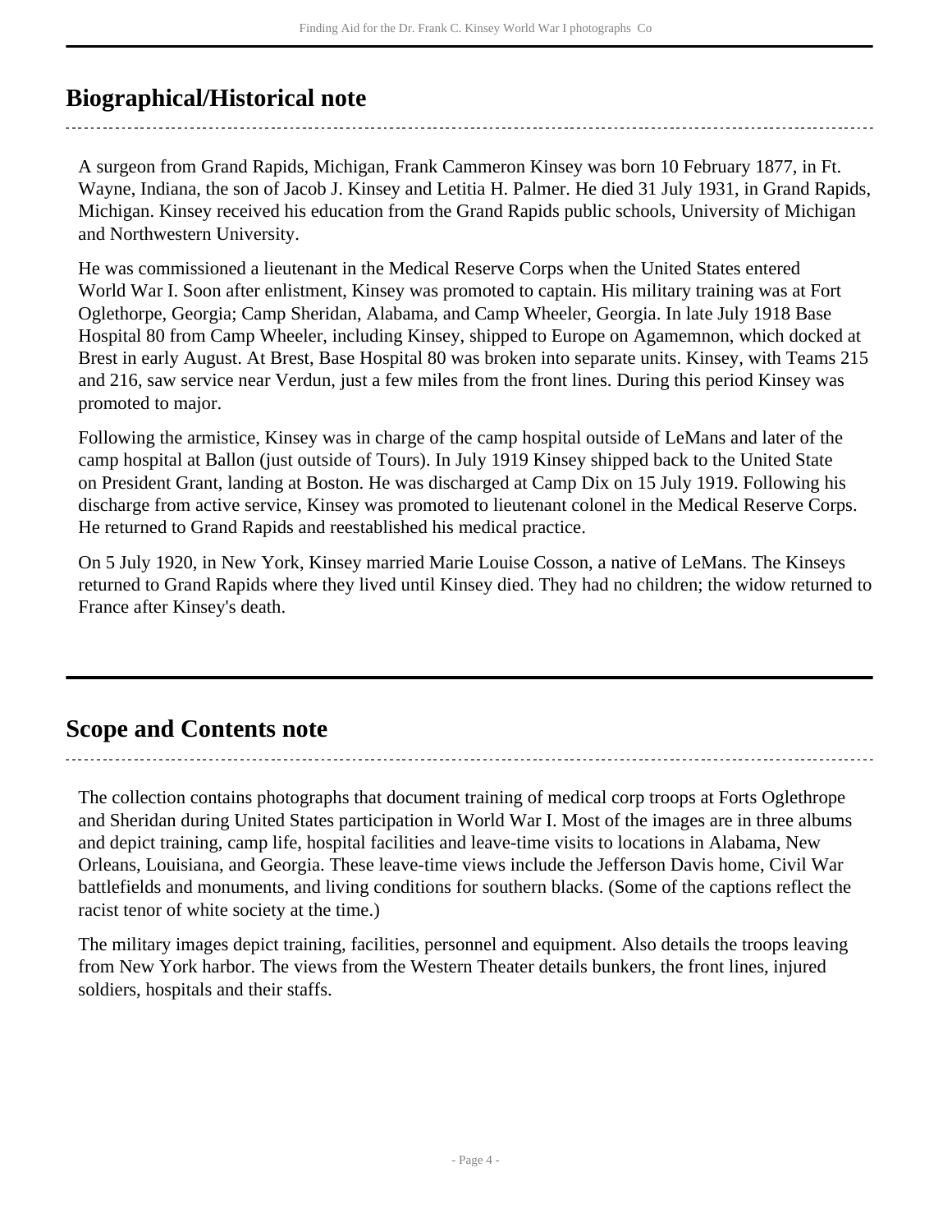## Biographical/Historical note

A surgeon from Grand Rapids, Michigan, Frank Cammeron Kinsey was born 10 February 1877, in Ft. Wayne, Indiana, the son of Jacob J. Kinsey and Letitia H. Palmer. He died 31 July 1931, in Grand Rapids, Michigan. Kinsey received his education from the Grand Rapids public schools, University of Michigan and Northwestern University.

He was commissioned a lieutenant in the Medical Reserve Corps when the United States entered World War I. Soon after enlistment, Kinsey was promoted to captain. His military training was at Fort Oglethorpe, Georgia; Camp Sheridan, Alabama, and Camp Wheeler, Georgia. In late July 1918 Base Hospital 80 from Camp Wheeler, including Kinsey, shipped to Europe on Agamemnon, which docked at Brest in early August. At Brest, Base Hospital 80 was broken into separate units. Kinsey, with Teams 215 and 216, saw service near Verdun, just a few miles from the front lines. During this period Kinsey was promoted to major.

Following the armistice, Kinsey was in charge of the camp hospital outside of LeMans and later of the camp hospital at Ballon (just outside of Tours). In July 1919 Kinsey shipped back to the United State on President Grant, landing at Boston. He was discharged at Camp Dix on 15 July 1919. Following his discharge from active service, Kinsey was promoted to lieutenant colonel in the Medical Reserve Corps. He returned to Grand Rapids and reestablished his medical practice.

On 5 July 1920, in New York, Kinsey married Marie Louise Cosson, a native of LeMans. The Kinseys returned to Grand Rapids where they lived until Kinsey died. They had no children; the widow returned to France after Kinsey's death.

## Scope and Contents note

The collection contains photographs that document training of medical corp troops at Forts Oglethrope and Sheridan during United States participation in World War I. Most of the images are in three albums and depict training, camp life, hospital facilities and leave-time visits to locations in Alabama, New Orleans, Louisiana, and Georgia. These leave-time views include the Jefferson Davis home, Civil War battlefields and monuments, and living conditions for southern blacks. (Some of the captions reflect the racist tenor of white society at the time.)

The military images depict training, facilities, personnel and equipment. Also details the troops leaving from New York harbor. The views from the Western Theater details bunkers, the front lines, injured soldiers, hospitals and their staffs.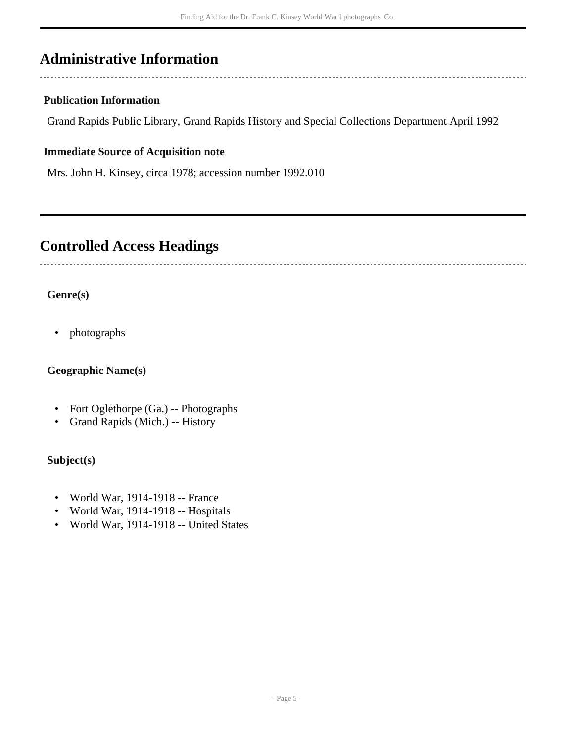## Administrative Information

### Publication Information

Grand Rapids Public Library, Grand Rapids History and Special Collections Department April 1992

### Immediate Source of Acquisition note

Mrs. John H. Kinsey, circa 1978; accession number 1992.010

## Controlled Access Headings

### Genre(s)

- photographs

### Geographic Name(s)

- Fort Oglethorpe (Ga.) -- Photographs
- Grand Rapids (Mich.) -- History

### Subject(s)

- World War, 1914-1918 -- France
- World War, 1914-1918 -- Hospitals
- World War, 1914-1918 -- United States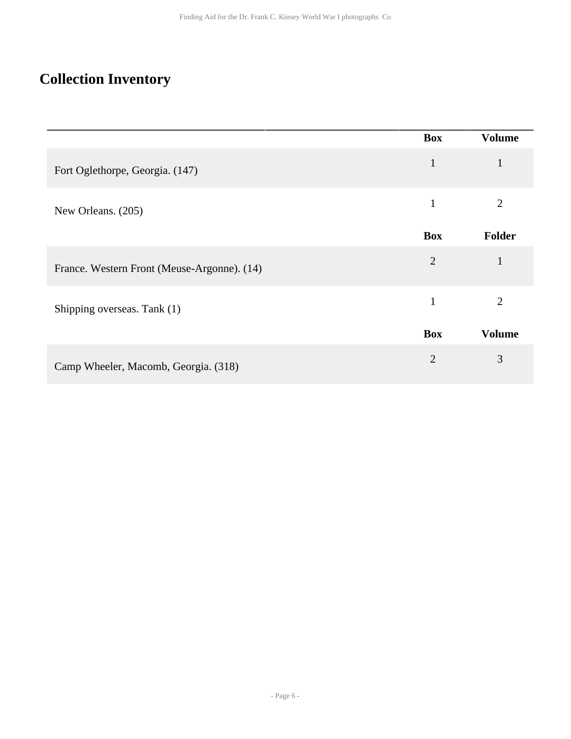## Collection Inventory

| | Box | Volume |
|---|---|---|
| Fort Oglethorpe, Georgia. (147) | 1 | 1 |
| New Orleans. (205) | 1 | 2 |
| | **Box** | **Folder** |
| France. Western Front (Meuse-Argonne). (14) | 2 | 1 |
| Shipping overseas. Tank (1) | 1 | 2 |
| | **Box** | **Volume** |
| Camp Wheeler, Macomb, Georgia. (318) | 2 | 3 |